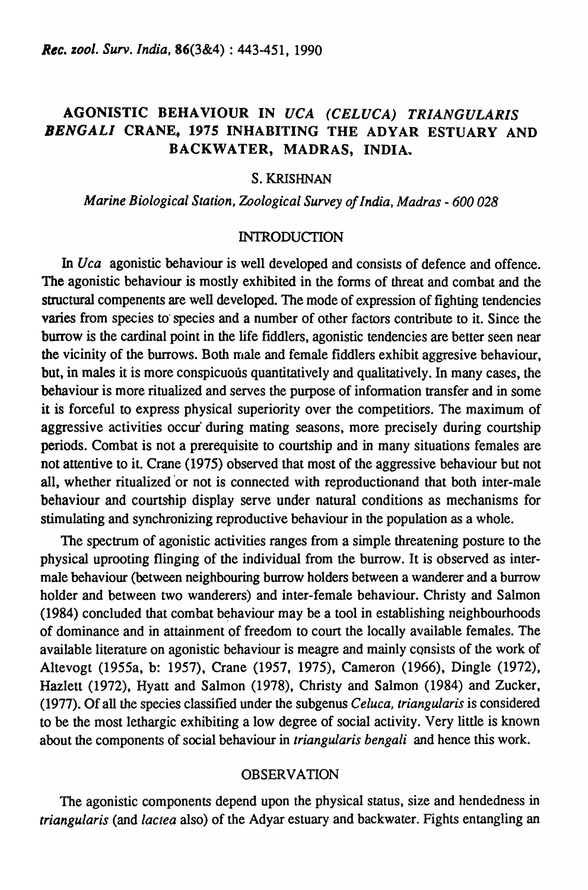# AGONISTIC BEHAVIOUR IN *UCA (CELUCA) TRIANGULARIS BENGALI* CRANE, 1975 INHABITING THE ADYAR ESTUARY AND BACKWATER, MADRAS, INDIA.

S. KRISHNAN

*Marine Biological Station, Zoological Survey of India, Madras - 600 028*

## INTRODUCTION

In *Uca* agonistic behaviour is well developed and consists of defence and offence. The agonistic behaviour is mostly exhibited in the forms of threat and combat and the structural compenents are well developed. The mode of expression of fighting tendencies varies from species to species and a number of other factors contribute to it. Since the burrow is the cardinal point in the life fiddlers, agonistic tendencies are better seen near the vicinity of the burrows. Both male and female fiddlers exhibit aggresive behaviour, but, in males it is more conspicuoùs quantitatively and qualitatively. In many cases, the behaviour is more ritualized and serves the purpose of information transfer and in some it is forceful to express physical superiority over the competitiors. The maximum of aggressive activities occur during mating seasons, more precisely during courtship periods. Combat is not a prerequisite to courtship and in many situations females are not attentive to it. Crane (1975) observed that most of the aggressive behaviour but not all, whether ritualized or not is connected with reproductionand that both inter-male behaviour and courtship display serve under natural conditions as mechanisms for stimulating and synchronizing reproductive behaviour in the population as a whole.

The spectrum of agonistic activities ranges from a simple threatening posture to the physical uprooting flinging of the individual from the burrow. It is observed as inter-male behaviour (between neighbouring burrow holders between a wanderer and a burrow holder and between two wanderers) and inter-female behaviour. Christy and Salmon (1984) concluded that combat behaviour may be a tool in establishing neighbourhoods of dominance and in attainment of freedom to court the locally available females. The available literature on agonistic behaviour is meagre and mainly consists of the work of Altevogt (1955a, b: 1957), Crane (1957, 1975), Cameron (1966), Dingle (1972), Hazlett (1972), Hyatt and Salmon (1978), Christy and Salmon (1984) and Zucker, (1977). Of all the species classified under the subgenus *Celuca, triangularis* is considered to be the most lethargic exhibiting a low degree of social activity. Very little is known about the components of social behaviour in *triangularis bengali* and hence this work.

## OBSERVATION

The agonistic components depend upon the physical status, size and hendedness in *triangularis* (and *lactea* also) of the Adyar estuary and backwater. Fights entangling an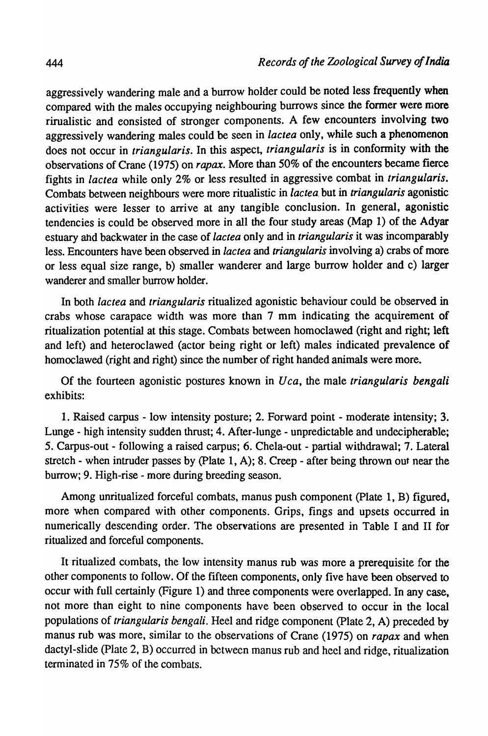aggressively wandering male and a burrow holder could be noted less frequently when compared with the males occupying neighbouring burrows since the former were more riualistic and eonsisted of stronger components. A few encounters involving two aggressively wandering males could be seen in *lactea* only, while such a phenomenon does not occur in *triangularis*. In this aspect, *triangularis* is in conformity with the observations of Crane (1975) on *rapax*. More than 50% of the encounters became fierce fights in *lactea* while only 2% or less resulted in aggressive combat in *triangularis*. Combats between neighbours were more ritualistic in *lactea* but in *triangularis* agonistic activities were lesser to arrive at any tangible conclusion. In general, agonistic tendencies is could be observed more in all the four study areas (Map 1) of the Adyar estuary and backwater in the case of *lactea* only and in *triangularis* it was incomparably less. Encounters have been observed in *lactea* and *triangularis* involving a) crabs of more or less equal size range, b) smaller wanderer and large burrow holder and c) larger wanderer and smaller burrow holder.

In both *lactea* and *triangularis* ritualized agonistic behaviour could be observed in crabs whose carapace width was more than 7 mm indicating the acquirement of ritualization potential at this stage. Combats between homoclawed (right and right; left and left) and heteroclawed (actor being right or left) males indicated prevalence of homoclawed (right and right) since the number of right handed animals were more.

Of the fourteen agonistic postures known in *Uca*, the male *triangularis bengali* exhibits:

1. Raised carpus - low intensity posture; 2. Forward point - moderate intensity; 3. Lunge - high intensity sudden thrust; 4. After-lunge - unpredictable and undecipherable; 5. Carpus-out - following a raised carpus; 6. Chela-out - partial withdrawal; 7. Lateral stretch - when intruder passes by (Plate 1, A); 8. Creep - after being thrown out near the burrow; 9. High-rise - more during breeding season.

Among unritualized forceful combats, manus push component (Plate 1, B) figured, more when compared with other components. Grips, fings and upsets occurred in numerically descending order. The observations are presented in Table I and II for ritualized and forceful components.

It ritualized combats, the low intensity manus rub was more a prerequisite for the other components to follow. Of the fifteen components, only five have been observed to occur with full certainly (Figure 1) and three components were overlapped. In any case, not more than eight to nine components have been observed to occur in the local populations of *triangularis bengali*. Heel and ridge component (Plate 2, A) preceded by manus rub was more, similar to the observations of Crane (1975) on *rapax* and when dactyl-slide (Plate 2, B) occurred in between manus rub and heel and ridge, ritualization terminated in 75% of the combats.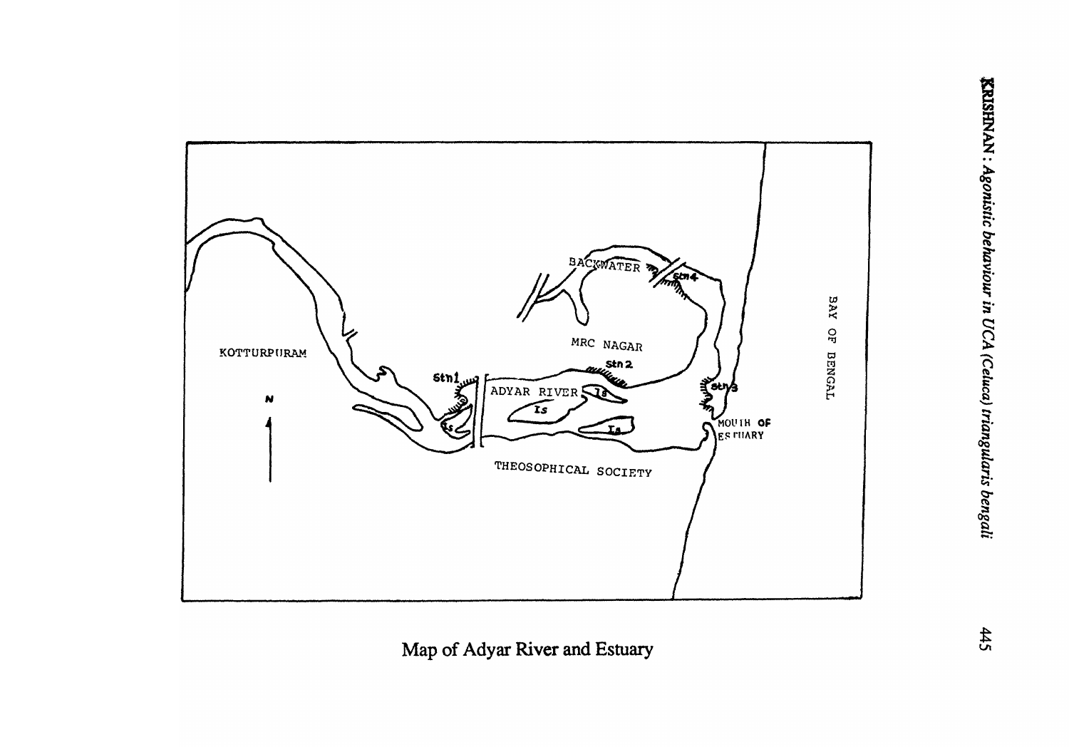Map of Adyar River and Estuary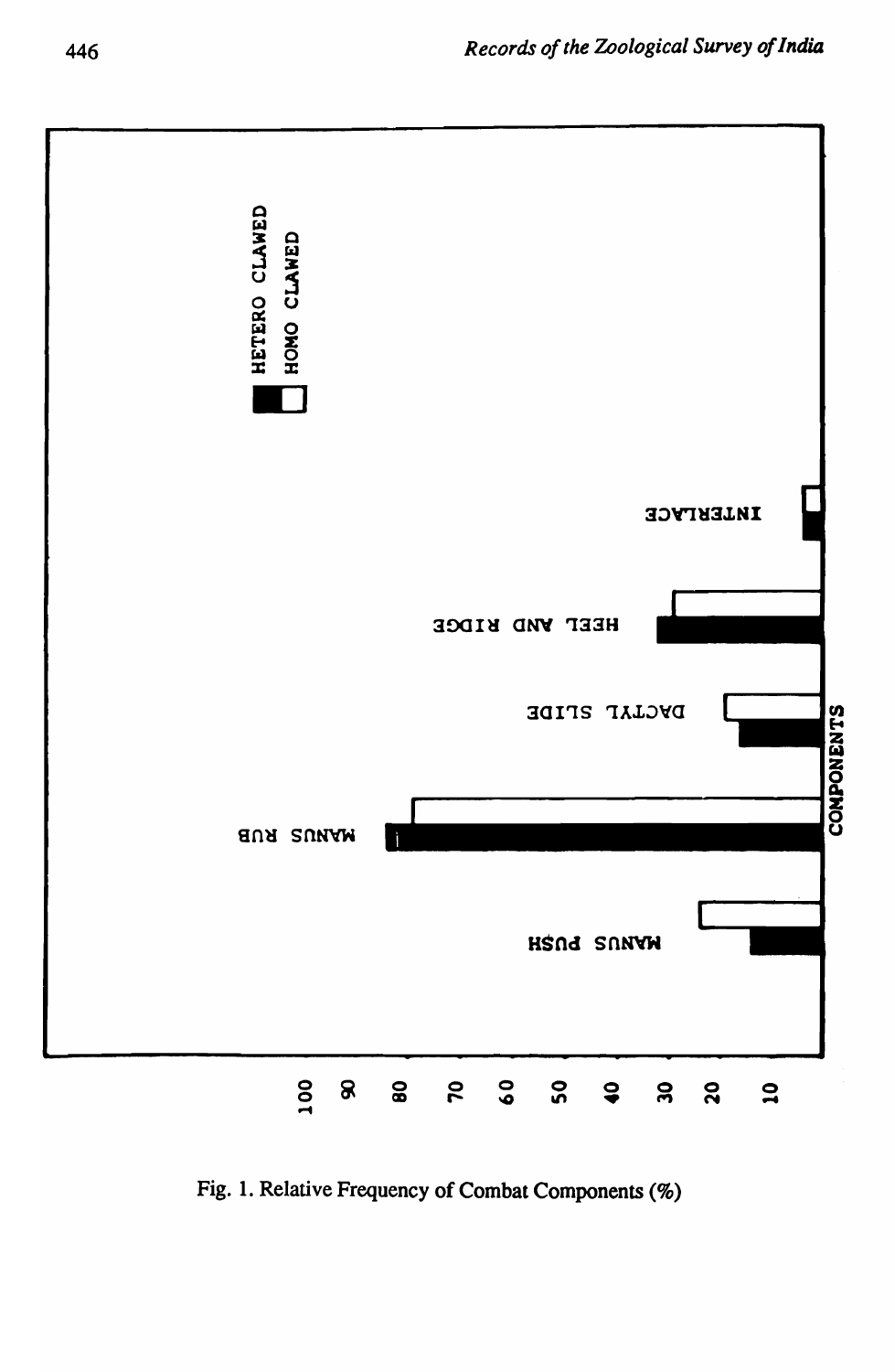Fig. 1. Relative Frequency of Combat Components (%)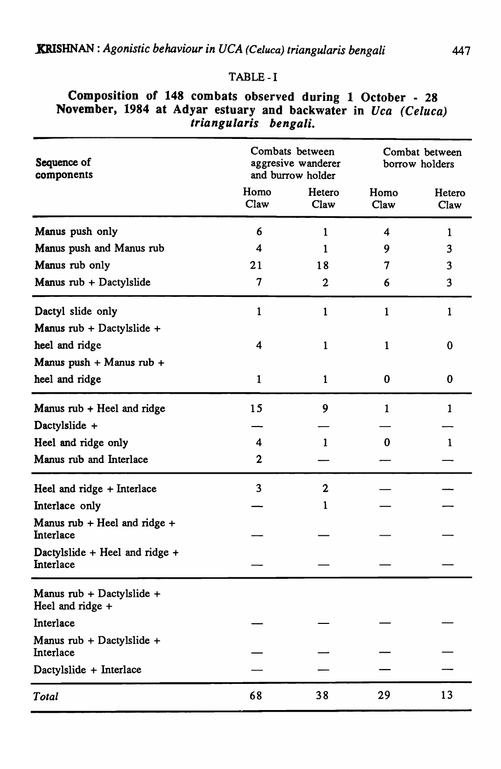TABLE - I

**Composition of 148 combats observed during 1 October - 28 November, 1984 at Adyar estuary and backwater in *Uca (Celuca) triangularis bengali.***

| Sequence of components | Combats between aggresive wanderer and burrow holder | | Combat between borrow holders | |
|---|---|---|---|---|
| | Homo Claw | Hetero Claw | Homo Claw | Hetero Claw |
| Manus push only | 6 | 1 | 4 | 1 |
| Manus push and Manus rub | 4 | 1 | 9 | 3 |
| Manus rub only | 21 | 18 | 7 | 3 |
| Manus rub + Dactylslide | 7 | 2 | 6 | 3 |
| Dactyl slide only | 1 | 1 | 1 | 1 |
| Manus rub + Dactylslide + heel and ridge | 4 | 1 | 1 | 0 |
| Manus push + Manus rub + heel and ridge | 1 | 1 | 0 | 0 |
| Manus rub + Heel and ridge | 15 | 9 | 1 | 1 |
| Dactylslide + | — | — | — | — |
| Heel and ridge only | 4 | 1 | 0 | 1 |
| Manus rub and Interlace | 2 | — | — | — |
| Heel and ridge + Interlace | 3 | 2 | — | — |
| Interlace only | — | 1 | — | — |
| Manus rub + Heel and ridge + Interlace | — | — | — | — |
| Dactylslide + Heel and ridge + Interlace | — | — | — | — |
| Manus rub + Dactylslide + Heel and ridge + Interlace | — | — | — | — |
| Manus rub + Dactylslide + Interlace | — | — | — | — |
| Dactylslide + Interlace | — | — | — | — |
| *Total* | 68 | 38 | 29 | 13 |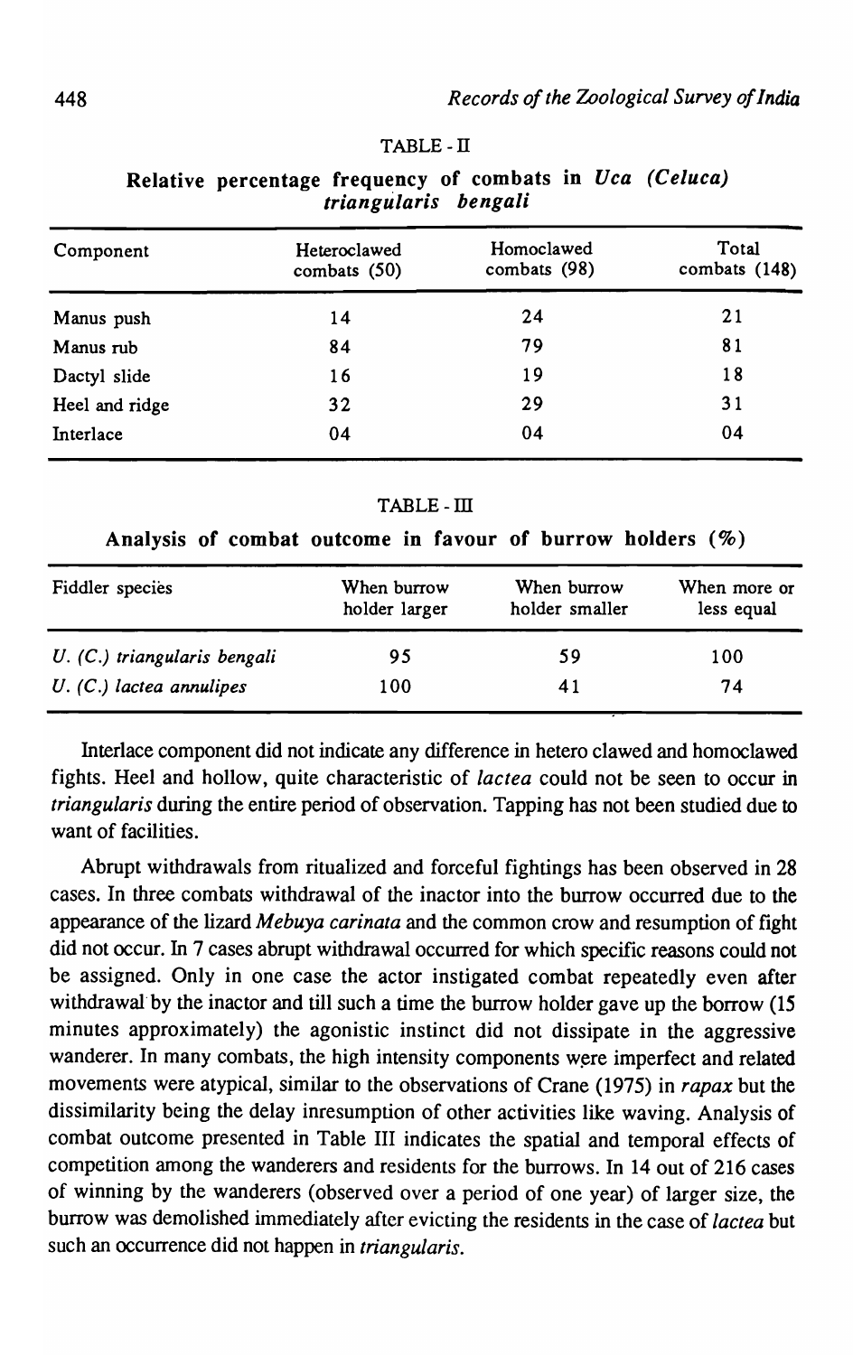TABLE - II

**Relative percentage frequency of combats in *Uca (Celuca) triangularis bengali***

| Component | Heteroclawed combats (50) | Homoclawed combats (98) | Total combats (148) |
|---|---|---|---|
| Manus push | 14 | 24 | 21 |
| Manus rub | 84 | 79 | 81 |
| Dactyl slide | 16 | 19 | 18 |
| Heel and ridge | 32 | 29 | 31 |
| Interlace | 04 | 04 | 04 |

TABLE - III

**Analysis of combat outcome in favour of burrow holders (%)**

| Fiddler species | When burrow holder larger | When burrow holder smaller | When more or less equal |
|---|---|---|---|
| *U. (C.) triangularis bengali* | 95 | 59 | 100 |
| *U. (C.) lactea annulipes* | 100 | 41 | 74 |

Interlace component did not indicate any difference in hetero clawed and homoclawed fights. Heel and hollow, quite characteristic of *lactea* could not be seen to occur in *triangularis* during the entire period of observation. Tapping has not been studied due to want of facilities.

Abrupt withdrawals from ritualized and forceful fightings has been observed in 28 cases. In three combats withdrawal of the inactor into the burrow occurred due to the appearance of the lizard *Mebuya carinata* and the common crow and resumption of fight did not occur. In 7 cases abrupt withdrawal occurred for which specific reasons could not be assigned. Only in one case the actor instigated combat repeatedly even after withdrawal by the inactor and till such a time the burrow holder gave up the borrow (15 minutes approximately) the agonistic instinct did not dissipate in the aggressive wanderer. In many combats, the high intensity components were imperfect and related movements were atypical, similar to the observations of Crane (1975) in *rapax* but the dissimilarity being the delay inresumption of other activities like waving. Analysis of combat outcome presented in Table III indicates the spatial and temporal effects of competition among the wanderers and residents for the burrows. In 14 out of 216 cases of winning by the wanderers (observed over a period of one year) of larger size, the burrow was demolished immediately after evicting the residents in the case of *lactea* but such an occurrence did not happen in *triangularis*.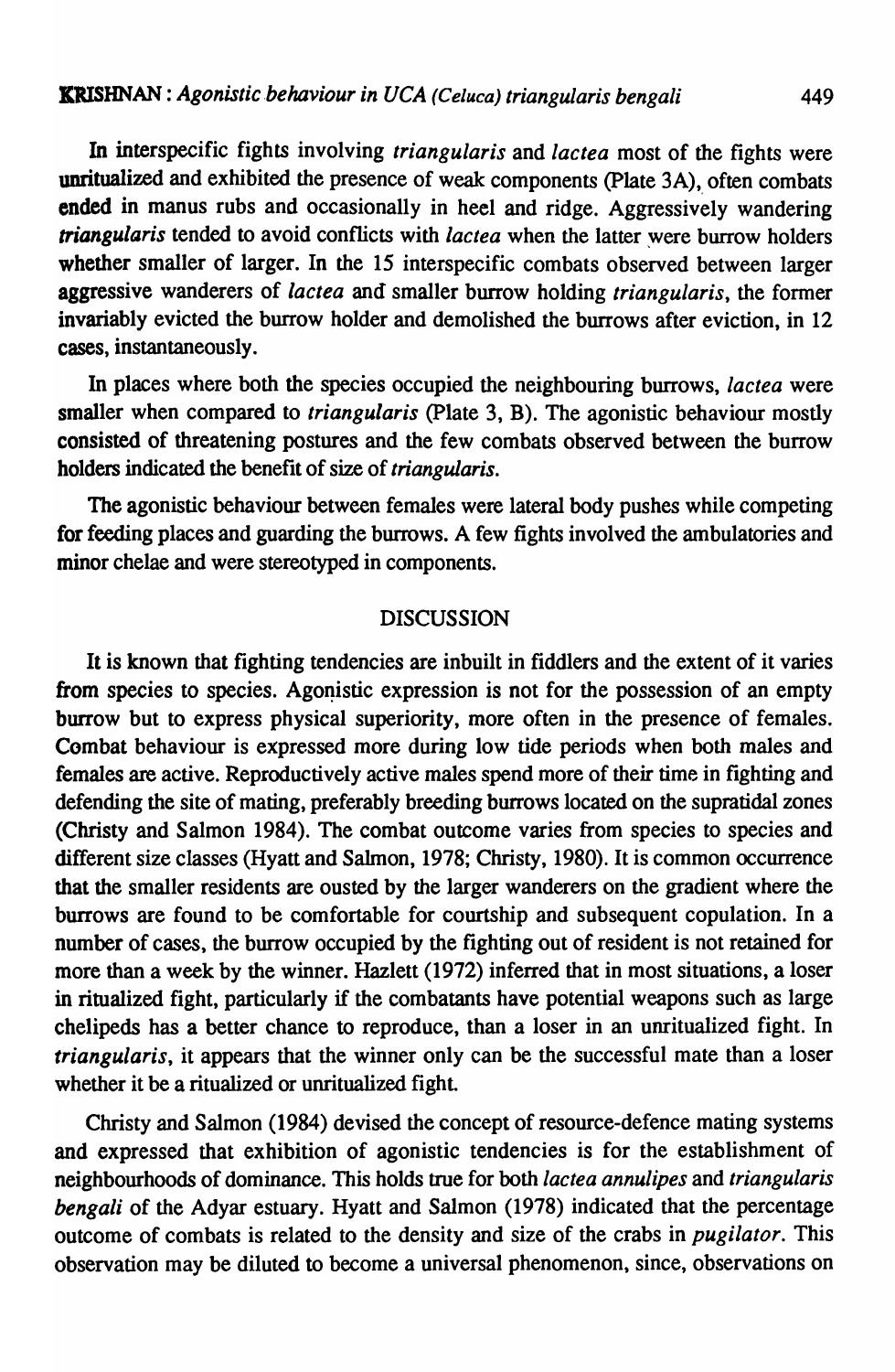In interspecific fights involving *triangularis* and *lactea* most of the fights were unritualized and exhibited the presence of weak components (Plate 3A), often combats ended in manus rubs and occasionally in heel and ridge. Aggressively wandering *triangularis* tended to avoid conflicts with *lactea* when the latter were burrow holders whether smaller of larger. In the 15 interspecific combats observed between larger aggressive wanderers of *lactea* and smaller burrow holding *triangularis*, the former invariably evicted the burrow holder and demolished the burrows after eviction, in 12 cases, instantaneously.

In places where both the species occupied the neighbouring burrows, *lactea* were smaller when compared to *triangularis* (Plate 3, B). The agonistic behaviour mostly consisted of threatening postures and the few combats observed between the burrow holders indicated the benefit of size of *triangularis*.

The agonistic behaviour between females were lateral body pushes while competing for feeding places and guarding the burrows. A few fights involved the ambulatories and minor chelae and were stereotyped in components.

## DISCUSSION

It is known that fighting tendencies are inbuilt in fiddlers and the extent of it varies from species to species. Agonistic expression is not for the possession of an empty burrow but to express physical superiority, more often in the presence of females. Combat behaviour is expressed more during low tide periods when both males and females are active. Reproductively active males spend more of their time in fighting and defending the site of mating, preferably breeding burrows located on the supratidal zones (Christy and Salmon 1984). The combat outcome varies from species to species and different size classes (Hyatt and Salmon, 1978; Christy, 1980). It is common occurrence that the smaller residents are ousted by the larger wanderers on the gradient where the burrows are found to be comfortable for courtship and subsequent copulation. In a number of cases, the burrow occupied by the fighting out of resident is not retained for more than a week by the winner. Hazlett (1972) inferred that in most situations, a loser in ritualized fight, particularly if the combatants have potential weapons such as large chelipeds has a better chance to reproduce, than a loser in an unritualized fight. In *triangularis*, it appears that the winner only can be the successful mate than a loser whether it be a ritualized or unritualized fight.

Christy and Salmon (1984) devised the concept of resource-defence mating systems and expressed that exhibition of agonistic tendencies is for the establishment of neighbourhoods of dominance. This holds true for both *lactea annulipes* and *triangularis bengali* of the Adyar estuary. Hyatt and Salmon (1978) indicated that the percentage outcome of combats is related to the density and size of the crabs in *pugilator*. This observation may be diluted to become a universal phenomenon, since, observations on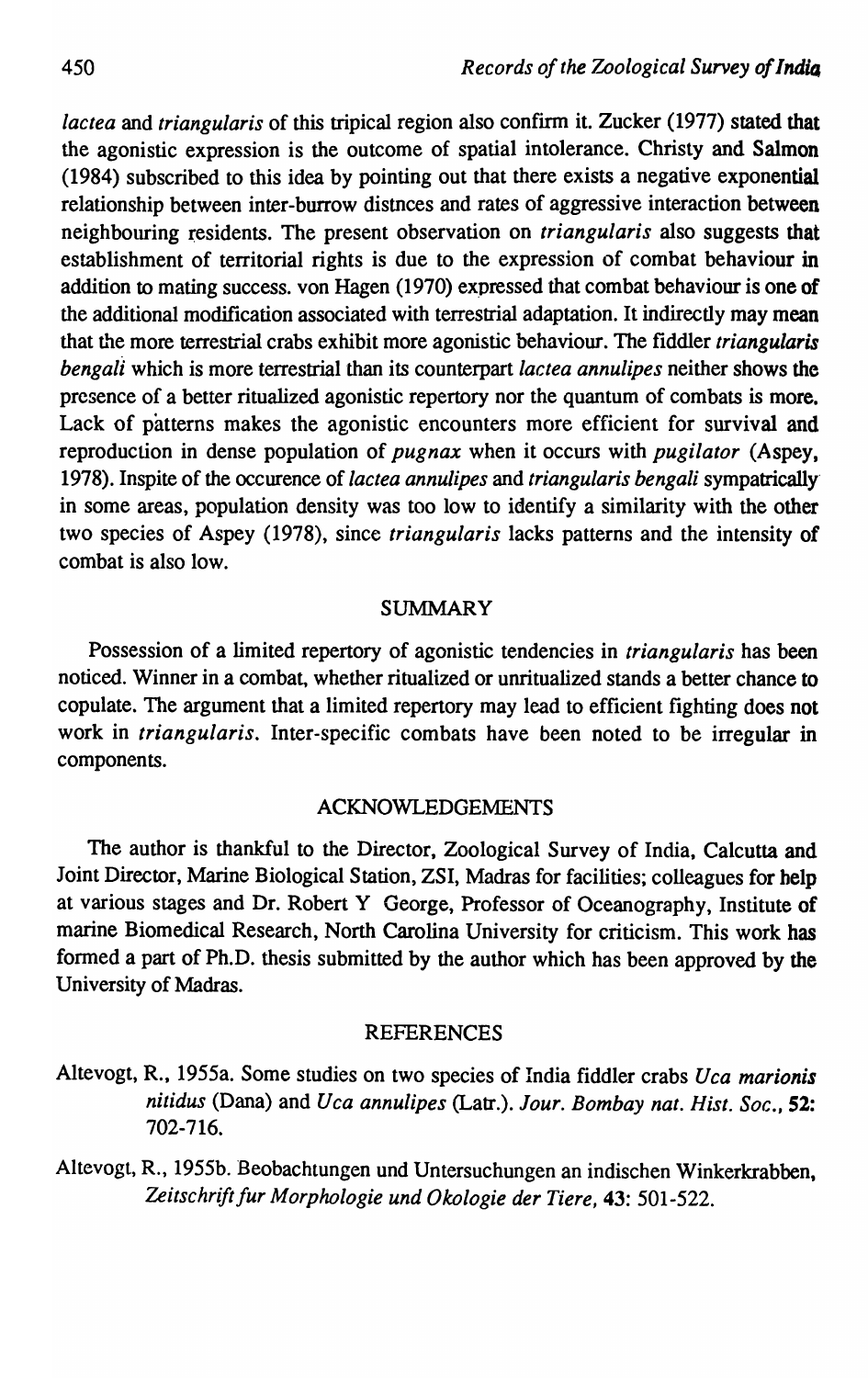*lactea* and *triangularis* of this tripical region also confirm it. Zucker (1977) stated that the agonistic expression is the outcome of spatial intolerance. Christy and Salmon (1984) subscribed to this idea by pointing out that there exists a negative exponential relationship between inter-burrow distnces and rates of aggressive interaction between neighbouring residents. The present observation on *triangularis* also suggests that establishment of territorial rights is due to the expression of combat behaviour in addition to mating success. von Hagen (1970) expressed that combat behaviour is one of the additional modification associated with terrestrial adaptation. It indirectly may mean that the more terrestrial crabs exhibit more agonistic behaviour. The fiddler *triangularis bengali* which is more terrestrial than its counterpart *lactea annulipes* neither shows the presence of a better ritualized agonistic repertory nor the quantum of combats is more. Lack of patterns makes the agonistic encounters more efficient for survival and reproduction in dense population of *pugnax* when it occurs with *pugilator* (Aspey, 1978). Inspite of the occurence of *lactea annulipes* and *triangularis bengali* sympatrically in some areas, population density was too low to identify a similarity with the other two species of Aspey (1978), since *triangularis* lacks patterns and the intensity of combat is also low.

## SUMMARY

Possession of a limited repertory of agonistic tendencies in *triangularis* has been noticed. Winner in a combat, whether ritualized or unritualized stands a better chance to copulate. The argument that a limited repertory may lead to efficient fighting does not work in *triangularis*. Inter-specific combats have been noted to be irregular in components.

## ACKNOWLEDGEMENTS

The author is thankful to the Director, Zoological Survey of India, Calcutta and Joint Director, Marine Biological Station, ZSI, Madras for facilities; colleagues for help at various stages and Dr. Robert Y George, Professor of Oceanography, Institute of marine Biomedical Research, North Carolina University for criticism. This work has formed a part of Ph.D. thesis submitted by the author which has been approved by the University of Madras.

## REFERENCES

Altevogt, R., 1955a. Some studies on two species of India fiddler crabs *Uca marionis nitidus* (Dana) and *Uca annulipes* (Latr.). *Jour. Bombay nat. Hist. Soc.*, **52**: 702-716.

Altevogt, R., 1955b. Beobachtungen und Untersuchungen an indischen Winkerkrabben, *Zeitschrift fur Morphologie und Okologie der Tiere*, **43**: 501-522.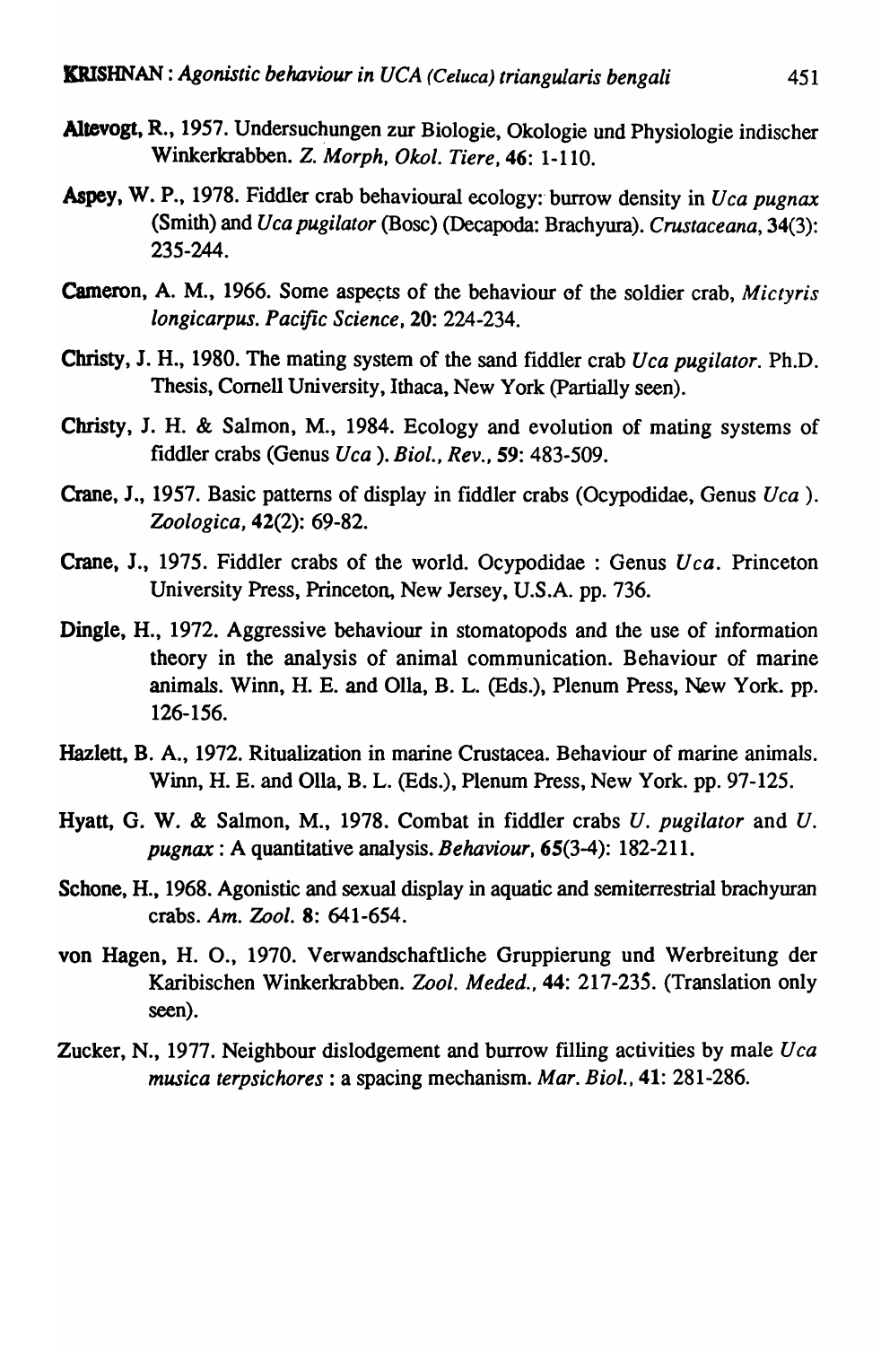**Altevogt**, R., 1957. Undersuchungen zur Biologie, Okologie und Physiologie indischer Winkerkrabben. *Z. Morph, Okol. Tiere*, **46**: 1-110.

**Aspey**, W. P., 1978. Fiddler crab behavioural ecology: burrow density in *Uca pugnax* (Smith) and *Uca pugilator* (Bosc) (Decapoda: Brachyura). *Crustaceana*, **34**(3): 235-244.

**Cameron**, A. M., 1966. Some aspects of the behaviour of the soldier crab, *Mictyris longicarpus*. *Pacific Science*, **20**: 224-234.

**Christy**, J. H., 1980. The mating system of the sand fiddler crab *Uca pugilator*. Ph.D. Thesis, Cornell University, Ithaca, New York (Partially seen).

**Christy**, J. H. & Salmon, M., 1984. Ecology and evolution of mating systems of fiddler crabs (Genus *Uca* ). *Biol., Rev.*, **59**: 483-509.

**Crane**, J., 1957. Basic patterns of display in fiddler crabs (Ocypodidae, Genus *Uca* ). *Zoologica*, **42**(2): 69-82.

**Crane**, J., 1975. Fiddler crabs of the world. Ocypodidae : Genus *Uca*. Princeton University Press, Princeton, New Jersey, U.S.A. pp. 736.

**Dingle**, H., 1972. Aggressive behaviour in stomatopods and the use of information theory in the analysis of animal communication. Behaviour of marine animals. Winn, H. E. and Olla, B. L. (Eds.), Plenum Press, New York. pp. 126-156.

**Hazlett**, B. A., 1972. Ritualization in marine Crustacea. Behaviour of marine animals. Winn, H. E. and Olla, B. L. (Eds.), Plenum Press, New York. pp. 97-125.

**Hyatt**, G. W. & Salmon, M., 1978. Combat in fiddler crabs *U. pugilator* and *U. pugnax* : A quantitative analysis. *Behaviour*, **65**(3-4): 182-211.

**Schone**, H., 1968. Agonistic and sexual display in aquatic and semiterrestrial brachyuran crabs. *Am. Zool.* **8**: 641-654.

**von Hagen**, H. O., 1970. Verwandschaftliche Gruppierung und Werbreitung der Karibischen Winkerkrabben. *Zool. Meded.*, **44**: 217-235. (Translation only seen).

**Zucker**, N., 1977. Neighbour dislodgement and burrow filling activities by male *Uca musica terpsichores* : a spacing mechanism. *Mar. Biol.*, **41**: 281-286.